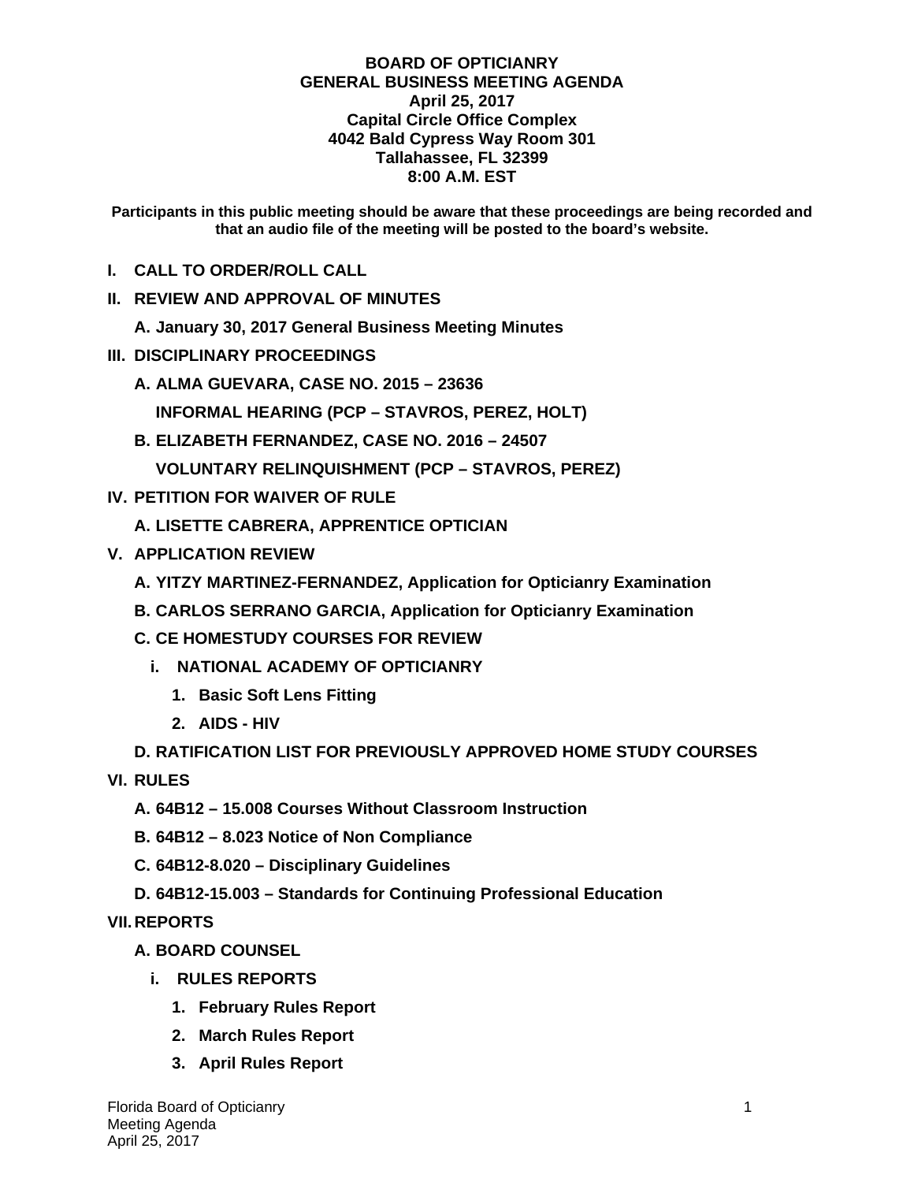**BOARD OF OPTICIANRY**
**GENERAL BUSINESS MEETING AGENDA**
**April 25, 2017**
**Capital Circle Office Complex**
**4042 Bald Cypress Way Room 301**
**Tallahassee, FL 32399**
**8:00 A.M. EST**

**Participants in this public meeting should be aware that these proceedings are being recorded and that an audio file of the meeting will be posted to the board's website.**

- **I. CALL TO ORDER/ROLL CALL**
- **II. REVIEW AND APPROVAL OF MINUTES**
  - **A. January 30, 2017 General Business Meeting Minutes**
- **III. DISCIPLINARY PROCEEDINGS**
  - **A. ALMA GUEVARA, CASE NO. 2015 – 23636**
    **INFORMAL HEARING (PCP – STAVROS, PEREZ, HOLT)**
  - **B. ELIZABETH FERNANDEZ, CASE NO. 2016 – 24507**
    **VOLUNTARY RELINQUISHMENT (PCP – STAVROS, PEREZ)**
- **IV. PETITION FOR WAIVER OF RULE**
  - **A. LISETTE CABRERA, APPRENTICE OPTICIAN**
- **V. APPLICATION REVIEW**
  - **A. YITZY MARTINEZ-FERNANDEZ, Application for Opticianry Examination**
  - **B. CARLOS SERRANO GARCIA, Application for Opticianry Examination**
  - **C. CE HOMESTUDY COURSES FOR REVIEW**
    - **i. NATIONAL ACADEMY OF OPTICIANRY**
      1. **Basic Soft Lens Fitting**
      2. **AIDS - HIV**
  - **D. RATIFICATION LIST FOR PREVIOUSLY APPROVED HOME STUDY COURSES**
- **VI. RULES**
  - **A. 64B12 – 15.008 Courses Without Classroom Instruction**
  - **B. 64B12 – 8.023 Notice of Non Compliance**
  - **C. 64B12-8.020 – Disciplinary Guidelines**
  - **D. 64B12-15.003 – Standards for Continuing Professional Education**
- **VII. REPORTS**
  - **A. BOARD COUNSEL**
    - **i. RULES REPORTS**
      1. **February Rules Report**
      2. **March Rules Report**
      3. **April Rules Report**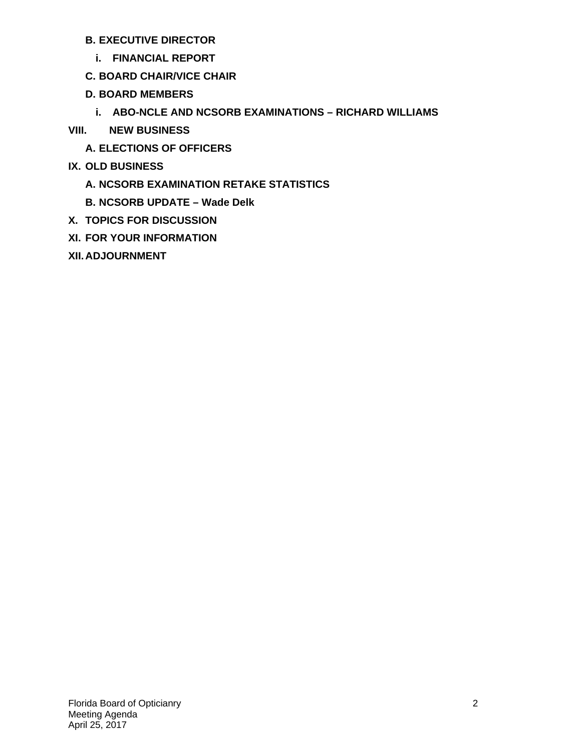**B. EXECUTIVE DIRECTOR**

**i. FINANCIAL REPORT**

**C. BOARD CHAIR/VICE CHAIR**

**D. BOARD MEMBERS**

**i. ABO-NCLE AND NCSORB EXAMINATIONS – RICHARD WILLIAMS**

**VIII. NEW BUSINESS**

**A. ELECTIONS OF OFFICERS**

**IX. OLD BUSINESS**

**A. NCSORB EXAMINATION RETAKE STATISTICS**

**B. NCSORB UPDATE – Wade Delk**

**X. TOPICS FOR DISCUSSION**

**XI. FOR YOUR INFORMATION**

**XII. ADJOURNMENT**